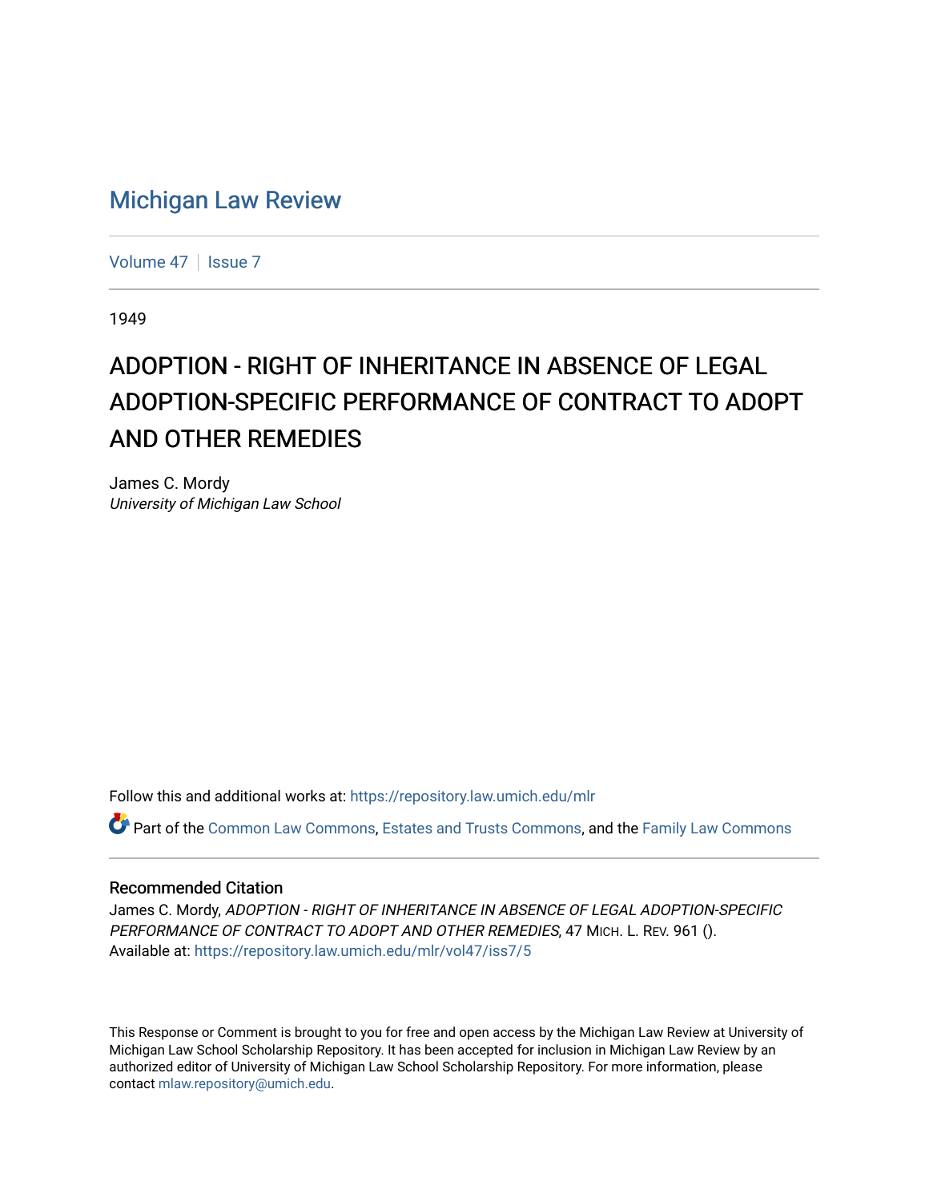# Michigan Law Review

Volume 47 | Issue 7

1949

## ADOPTION - RIGHT OF INHERITANCE IN ABSENCE OF LEGAL ADOPTION-SPECIFIC PERFORMANCE OF CONTRACT TO ADOPT AND OTHER REMEDIES

James C. Mordy
*University of Michigan Law School*

Follow this and additional works at: https://repository.law.umich.edu/mlr

Part of the Common Law Commons, Estates and Trusts Commons, and the Family Law Commons

### Recommended Citation

James C. Mordy, *ADOPTION - RIGHT OF INHERITANCE IN ABSENCE OF LEGAL ADOPTION-SPECIFIC PERFORMANCE OF CONTRACT TO ADOPT AND OTHER REMEDIES*, 47 MICH. L. REV. 961 ().
Available at: https://repository.law.umich.edu/mlr/vol47/iss7/5

This Response or Comment is brought to you for free and open access by the Michigan Law Review at University of Michigan Law School Scholarship Repository. It has been accepted for inclusion in Michigan Law Review by an authorized editor of University of Michigan Law School Scholarship Repository. For more information, please contact mlaw.repository@umich.edu.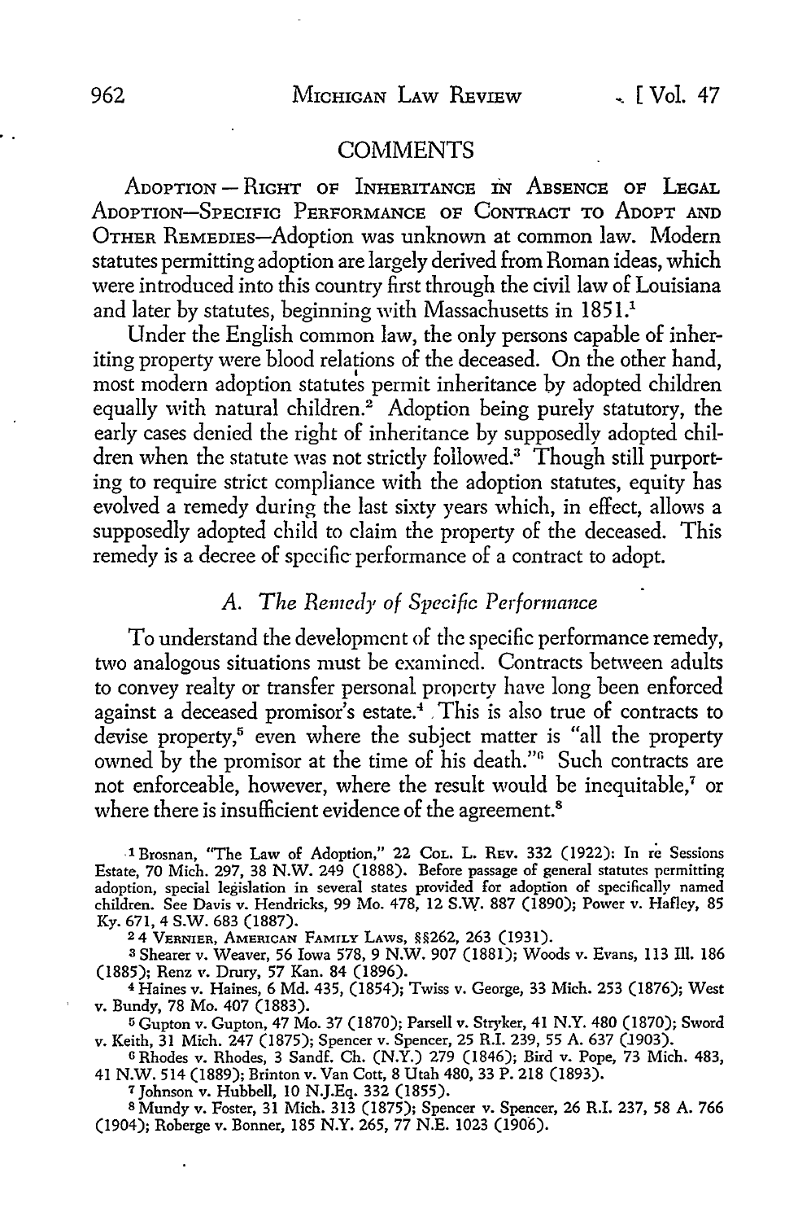## COMMENTS

ADOPTION — RIGHT OF INHERITANCE IN ABSENCE OF LEGAL ADOPTION—SPECIFIC PERFORMANCE OF CONTRACT TO ADOPT AND OTHER REMEDIES—Adoption was unknown at common law. Modern statutes permitting adoption are largely derived from Roman ideas, which were introduced into this country first through the civil law of Louisiana and later by statutes, beginning with Massachusetts in 1851.[1]

Under the English common law, the only persons capable of inheriting property were blood relations of the deceased. On the other hand, most modern adoption statutes permit inheritance by adopted children equally with natural children.[2] Adoption being purely statutory, the early cases denied the right of inheritance by supposedly adopted children when the statute was not strictly followed.[3] Though still purporting to require strict compliance with the adoption statutes, equity has evolved a remedy during the last sixty years which, in effect, allows a supposedly adopted child to claim the property of the deceased. This remedy is a decree of specific performance of a contract to adopt.

### A. *The Remedy of Specific Performance*

To understand the development of the specific performance remedy, two analogous situations must be examined. Contracts between adults to convey realty or transfer personal property have long been enforced against a deceased promisor's estate.[4] This is also true of contracts to devise property,[5] even where the subject matter is "all the property owned by the promisor at the time of his death."[6] Such contracts are not enforceable, however, where the result would be inequitable,[7] or where there is insufficient evidence of the agreement.[8]

---

[1] Brosnan, "The Law of Adoption," 22 COL. L. REV. 332 (1922): In re Sessions Estate, 70 Mich. 297, 38 N.W. 249 (1888). Before passage of general statutes permitting adoption, special legislation in several states provided for adoption of specifically named children. See Davis v. Hendricks, 99 Mo. 478, 12 S.W. 887 (1890); Power v. Hafley, 85 Ky. 671, 4 S.W. 683 (1887).

[2] 4 VERNIER, AMERICAN FAMILY LAWS, §§262, 263 (1931).

[3] Shearer v. Weaver, 56 Iowa 578, 9 N.W. 907 (1881); Woods v. Evans, 113 Ill. 186 (1885); Renz v. Drury, 57 Kan. 84 (1896).

[4] Haines v. Haines, 6 Md. 435, (1854); Twiss v. George, 33 Mich. 253 (1876); West v. Bundy, 78 Mo. 407 (1883).

[5] Gupton v. Gupton, 47 Mo. 37 (1870); Parsell v. Stryker, 41 N.Y. 480 (1870); Sword v. Keith, 31 Mich. 247 (1875); Spencer v. Spencer, 25 R.I. 239, 55 A. 637 (1903).

[6] Rhodes v. Rhodes, 3 Sandf. Ch. (N.Y.) 279 (1846); Bird v. Pope, 73 Mich. 483, 41 N.W. 514 (1889); Brinton v. Van Cott, 8 Utah 480, 33 P. 218 (1893).

[7] Johnson v. Hubbell, 10 N.J.Eq. 332 (1855).

[8] Mundy v. Foster, 31 Mich. 313 (1875); Spencer v. Spencer, 26 R.I. 237, 58 A. 766 (1904); Roberge v. Bonner, 185 N.Y. 265, 77 N.E. 1023 (1906).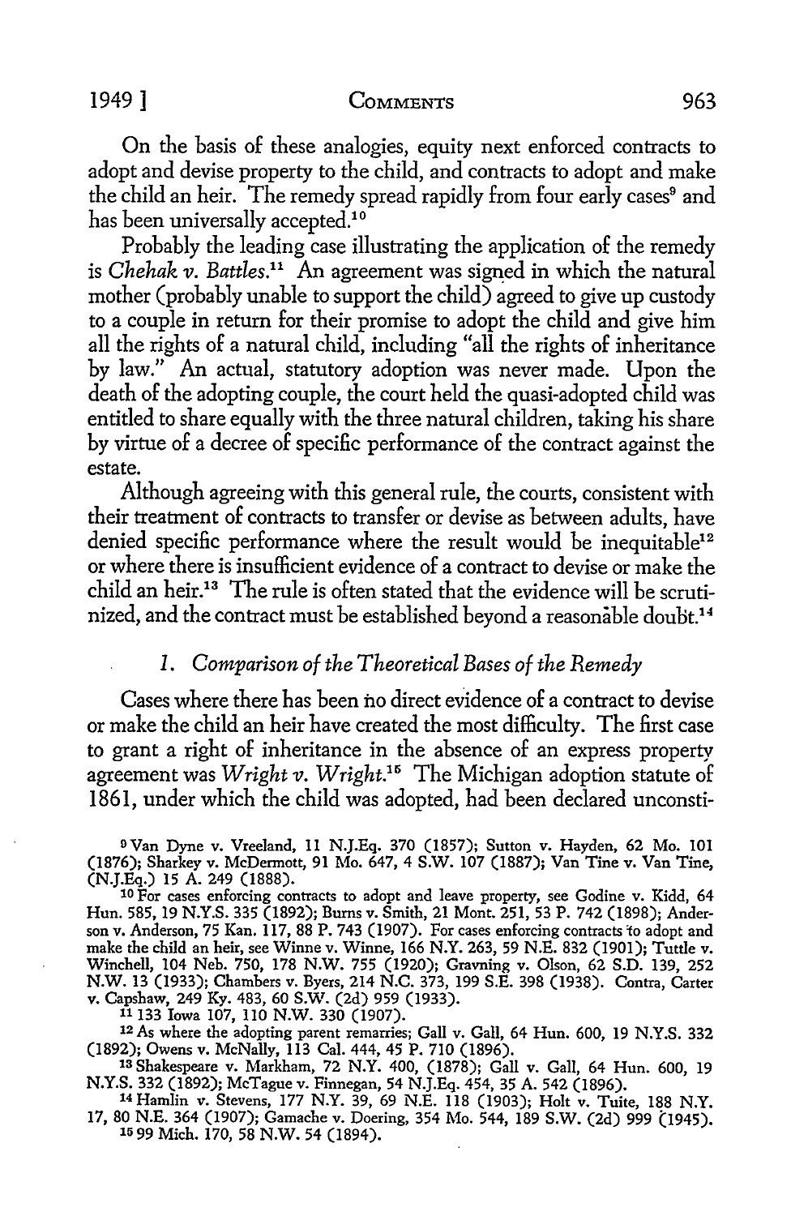On the basis of these analogies, equity next enforced contracts to adopt and devise property to the child, and contracts to adopt and make the child an heir. The remedy spread rapidly from four early cases[9] and has been universally accepted.[10]

Probably the leading case illustrating the application of the remedy is *Chehak v. Battles.*[11] An agreement was signed in which the natural mother (probably unable to support the child) agreed to give up custody to a couple in return for their promise to adopt the child and give him all the rights of a natural child, including "all the rights of inheritance by law." An actual, statutory adoption was never made. Upon the death of the adopting couple, the court held the quasi-adopted child was entitled to share equally with the three natural children, taking his share by virtue of a decree of specific performance of the contract against the estate.

Although agreeing with this general rule, the courts, consistent with their treatment of contracts to transfer or devise as between adults, have denied specific performance where the result would be inequitable[12] or where there is insufficient evidence of a contract to devise or make the child an heir.[13] The rule is often stated that the evidence will be scrutinized, and the contract must be established beyond a reasonable doubt.[14]

### 1. *Comparison of the Theoretical Bases of the Remedy*

Cases where there has been no direct evidence of a contract to devise or make the child an heir have created the most difficulty. The first case to grant a right of inheritance in the absence of an express property agreement was *Wright v. Wright.*[15] The Michigan adoption statute of 1861, under which the child was adopted, had been declared unconsti-

---

[9] Van Dyne v. Vreeland, 11 N.J.Eq. 370 (1857); Sutton v. Hayden, 62 Mo. 101 (1876); Sharkey v. McDermott, 91 Mo. 647, 4 S.W. 107 (1887); Van Tine v. Van Tine, (N.J.Eq.) 15 A. 249 (1888).

[10] For cases enforcing contracts to adopt and leave property, see Godine v. Kidd, 64 Hun. 585, 19 N.Y.S. 335 (1892); Burns v. Smith, 21 Mont. 251, 53 P. 742 (1898); Anderson v. Anderson, 75 Kan. 117, 88 P. 743 (1907). For cases enforcing contracts to adopt and make the child an heir, see Winne v. Winne, 166 N.Y. 263, 59 N.E. 832 (1901); Tuttle v. Winchell, 104 Neb. 750, 178 N.W. 755 (1920); Gravning v. Olson, 62 S.D. 139, 252 N.W. 13 (1933); Chambers v. Byers, 214 N.C. 373, 199 S.E. 398 (1938). Contra, Carter v. Capshaw, 249 Ky. 483, 60 S.W. (2d) 959 (1933).

[11] 133 Iowa 107, 110 N.W. 330 (1907).

[12] As where the adopting parent remarries; Gall v. Gall, 64 Hun. 600, 19 N.Y.S. 332 (1892); Owens v. McNally, 113 Cal. 444, 45 P. 710 (1896).

[13] Shakespeare v. Markham, 72 N.Y. 400, (1878); Gall v. Gall, 64 Hun. 600, 19 N.Y.S. 332 (1892); McTague v. Finnegan, 54 N.J.Eq. 454, 35 A. 542 (1896).

[14] Hamlin v. Stevens, 177 N.Y. 39, 69 N.E. 118 (1903); Holt v. Tuite, 188 N.Y. 17, 80 N.E. 364 (1907); Gamache v. Doering, 354 Mo. 544, 189 S.W. (2d) 999 (1945).

[15] 99 Mich. 170, 58 N.W. 54 (1894).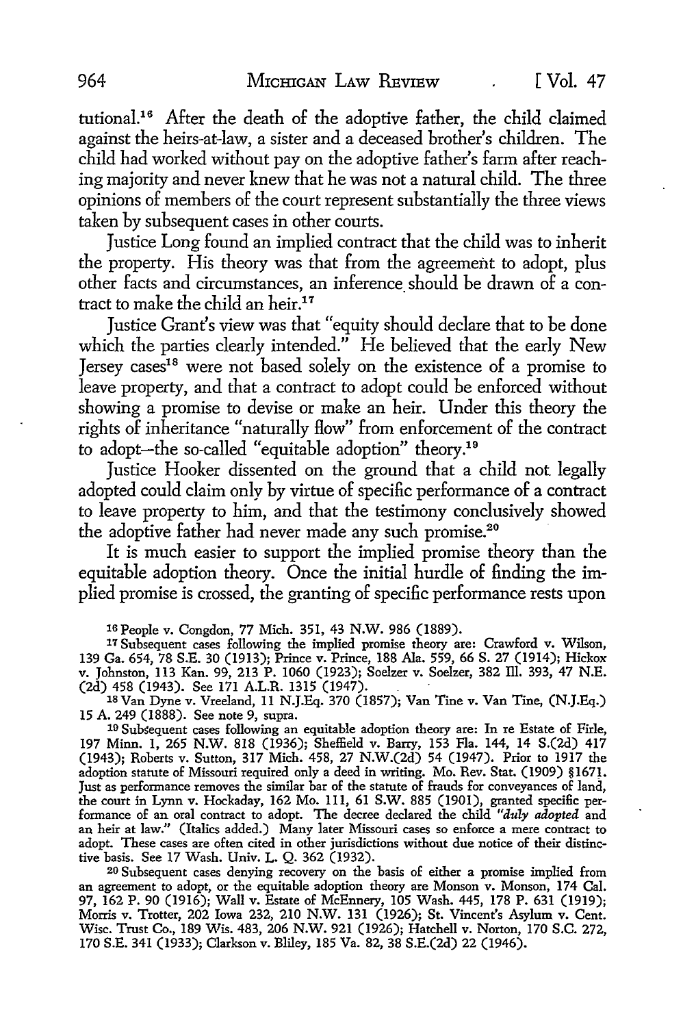tutional.[16] After the death of the adoptive father, the child claimed against the heirs-at-law, a sister and a deceased brother's children. The child had worked without pay on the adoptive father's farm after reaching majority and never knew that he was not a natural child. The three opinions of members of the court represent substantially the three views taken by subsequent cases in other courts.

Justice Long found an implied contract that the child was to inherit the property. His theory was that from the agreement to adopt, plus other facts and circumstances, an inference should be drawn of a contract to make the child an heir.[17]

Justice Grant's view was that "equity should declare that to be done which the parties clearly intended." He believed that the early New Jersey cases[18] were not based solely on the existence of a promise to leave property, and that a contract to adopt could be enforced without showing a promise to devise or make an heir. Under this theory the rights of inheritance "naturally flow" from enforcement of the contract to adopt—the so-called "equitable adoption" theory.[19]

Justice Hooker dissented on the ground that a child not legally adopted could claim only by virtue of specific performance of a contract to leave property to him, and that the testimony conclusively showed the adoptive father had never made any such promise.[20]

It is much easier to support the implied promise theory than the equitable adoption theory. Once the initial hurdle of finding the implied promise is crossed, the granting of specific performance rests upon

---

[16] People v. Congdon, 77 Mich. 351, 43 N.W. 986 (1889).

[17] Subsequent cases following the implied promise theory are: Crawford v. Wilson, 139 Ga. 654, 78 S.E. 30 (1913); Prince v. Prince, 188 Ala. 559, 66 S. 27 (1914); Hickox v. Johnston, 113 Kan. 99, 213 P. 1060 (1923); Soelzer v. Soelzer, 382 Ill. 393, 47 N.E. (2d) 458 (1943). See 171 A.L.R. 1315 (1947).

[18] Van Dyne v. Vreeland, 11 N.J.Eq. 370 (1857); Van Tine v. Van Tine, (N.J.Eq.) 15 A. 249 (1888). See note 9, supra.

[19] Subsequent cases following an equitable adoption theory are: In re Estate of Firle, 197 Minn. 1, 265 N.W. 818 (1936); Sheffield v. Barry, 153 Fla. 144, 14 S.(2d) 417 (1943); Roberts v. Sutton, 317 Mich. 458, 27 N.W.(2d) 54 (1947). Prior to 1917 the adoption statute of Missouri required only a deed in writing. Mo. Rev. Stat. (1909) §1671. Just as performance removes the similar bar of the statute of frauds for conveyances of land, the court in Lynn v. Hockaday, 162 Mo. 111, 61 S.W. 885 (1901), granted specific performance of an oral contract to adopt. The decree declared the child "*duly adopted* and an heir at law." (Italics added.) Many later Missouri cases so enforce a mere contract to adopt. These cases are often cited in other jurisdictions without due notice of their distinctive basis. See 17 Wash. Univ. L. Q. 362 (1932).

[20] Subsequent cases denying recovery on the basis of either a promise implied from an agreement to adopt, or the equitable adoption theory are Monson v. Monson, 174 Cal. 97, 162 P. 90 (1916); Wall v. Estate of McEnnery, 105 Wash. 445, 178 P. 631 (1919); Morris v. Trotter, 202 Iowa 232, 210 N.W. 131 (1926); St. Vincent's Asylum v. Cent. Wisc. Trust Co., 189 Wis. 483, 206 N.W. 921 (1926); Hatchell v. Norton, 170 S.C. 272, 170 S.E. 341 (1933); Clarkson v. Bliley, 185 Va. 82, 38 S.E.(2d) 22 (1946).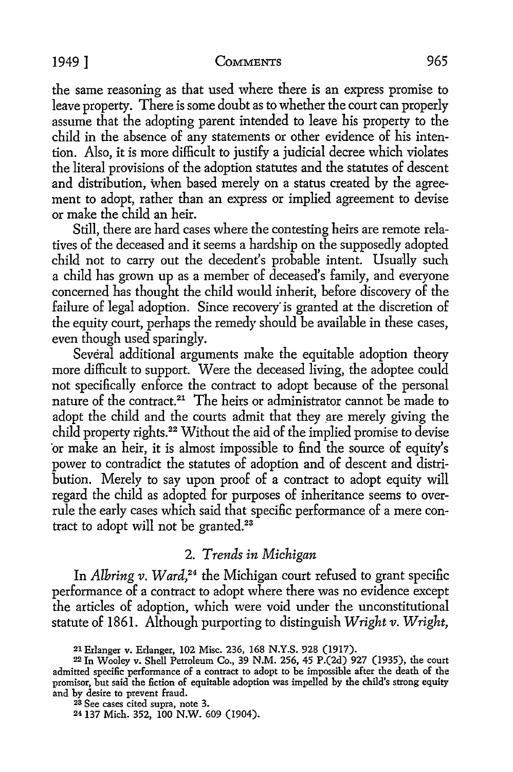the same reasoning as that used where there is an express promise to leave property. There is some doubt as to whether the court can properly assume that the adopting parent intended to leave his property to the child in the absence of any statements or other evidence of his intention. Also, it is more difficult to justify a judicial decree which violates the literal provisions of the adoption statutes and the statutes of descent and distribution, when based merely on a status created by the agreement to adopt, rather than an express or implied agreement to devise or make the child an heir.

Still, there are hard cases where the contesting heirs are remote relatives of the deceased and it seems a hardship on the supposedly adopted child not to carry out the decedent's probable intent. Usually such a child has grown up as a member of deceased's family, and everyone concerned has thought the child would inherit, before discovery of the failure of legal adoption. Since recovery is granted at the discretion of the equity court, perhaps the remedy should be available in these cases, even though used sparingly.

Several additional arguments make the equitable adoption theory more difficult to support. Were the deceased living, the adoptee could not specifically enforce the contract to adopt because of the personal nature of the contract.[21] The heirs or administrator cannot be made to adopt the child and the courts admit that they are merely giving the child property rights.[22] Without the aid of the implied promise to devise or make an heir, it is almost impossible to find the source of equity's power to contradict the statutes of adoption and of descent and distribution. Merely to say upon proof of a contract to adopt equity will regard the child as adopted for purposes of inheritance seems to overrule the early cases which said that specific performance of a mere contract to adopt will not be granted.[23]

## 2. *Trends in Michigan*

In *Albring v. Ward*,[24] the Michigan court refused to grant specific performance of a contract to adopt where there was no evidence except the articles of adoption, which were void under the unconstitutional statute of 1861. Although purporting to distinguish *Wright v. Wright*,

---

[21] Erlanger v. Erlanger, 102 Misc. 236, 168 N.Y.S. 928 (1917).

[22] In Wooley v. Shell Petroleum Co., 39 N.M. 256, 45 P.(2d) 927 (1935), the court admitted specific performance of a contract to adopt to be impossible after the death of the promisor, but said the fiction of equitable adoption was impelled by the child's strong equity and by desire to prevent fraud.

[23] See cases cited supra, note 3.

[24] 137 Mich. 352, 100 N.W. 609 (1904).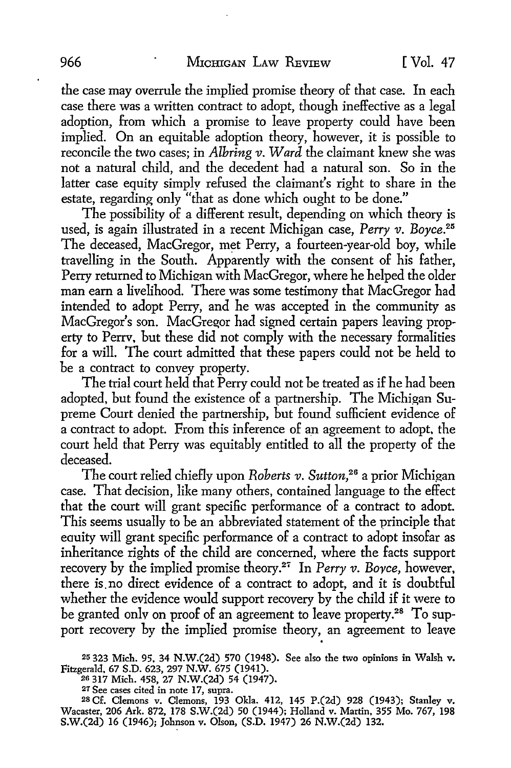the case may overrule the implied promise theory of that case. In each case there was a written contract to adopt, though ineffective as a legal adoption, from which a promise to leave property could have been implied. On an equitable adoption theory, however, it is possible to reconcile the two cases; in *Albring v. Ward* the claimant knew she was not a natural child, and the decedent had a natural son. So in the latter case equity simply refused the claimant's right to share in the estate, regarding only "that as done which ought to be done."

The possibility of a different result, depending on which theory is used, is again illustrated in a recent Michigan case, *Perry v. Boyce.*[25] The deceased, MacGregor, met Perry, a fourteen-year-old boy, while travelling in the South. Apparently with the consent of his father, Perry returned to Michigan with MacGregor, where he helped the older man earn a livelihood. There was some testimony that MacGregor had intended to adopt Perry, and he was accepted in the community as MacGregor's son. MacGregor had signed certain papers leaving property to Perry, but these did not comply with the necessary formalities for a will. The court admitted that these papers could not be held to be a contract to convey property.

The trial court held that Perry could not be treated as if he had been adopted, but found the existence of a partnership. The Michigan Supreme Court denied the partnership, but found sufficient evidence of a contract to adopt. From this inference of an agreement to adopt, the court held that Perry was equitably entitled to all the property of the deceased.

The court relied chiefly upon *Roberts v. Sutton,*[26] a prior Michigan case. That decision, like many others, contained language to the effect that the court will grant specific performance of a contract to adopt. This seems usually to be an abbreviated statement of the principle that equity will grant specific performance of a contract to adopt insofar as inheritance rights of the child are concerned, where the facts support recovery by the implied promise theory.[27] In *Perry v. Boyce,* however, there is no direct evidence of a contract to adopt, and it is doubtful whether the evidence would support recovery by the child if it were to be granted only on proof of an agreement to leave property.[28] To support recovery by the implied promise theory, an agreement to leave

[25] 323 Mich. 95, 34 N.W.(2d) 570 (1948). See also the two opinions in Walsh v. Fitzgerald, 67 S.D. 623, 297 N.W. 675 (1941).

[26] 317 Mich. 458, 27 N.W.(2d) 54 (1947).

[27] See cases cited in note 17, supra.

[28] Cf. Clemons v. Clemons, 193 Okla. 412, 145 P.(2d) 928 (1943); Stanley v. Wacaster, 206 Ark. 872, 178 S.W.(2d) 50 (1944); Holland v. Martin, 355 Mo. 767, 198 S.W.(2d) 16 (1946); Johnson v. Olson, (S.D. 1947) 26 N.W.(2d) 132.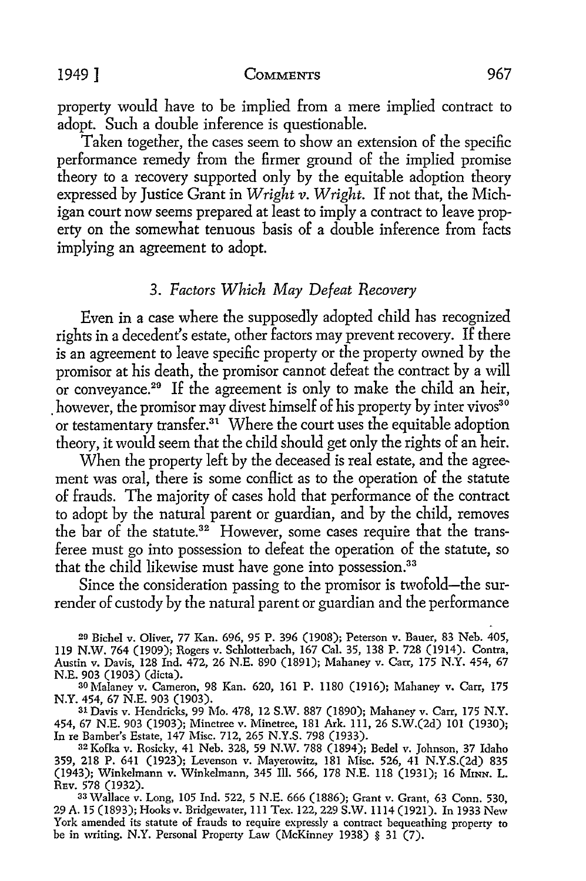property would have to be implied from a mere implied contract to adopt. Such a double inference is questionable.

Taken together, the cases seem to show an extension of the specific performance remedy from the firmer ground of the implied promise theory to a recovery supported only by the equitable adoption theory expressed by Justice Grant in *Wright v. Wright.* If not that, the Michigan court now seems prepared at least to imply a contract to leave property on the somewhat tenuous basis of a double inference from facts implying an agreement to adopt.

### 3. *Factors Which May Defeat Recovery*

Even in a case where the supposedly adopted child has recognized rights in a decedent's estate, other factors may prevent recovery. If there is an agreement to leave specific property or the property owned by the promisor at his death, the promisor cannot defeat the contract by a will or conveyance.[29] If the agreement is only to make the child an heir, however, the promisor may divest himself of his property by inter vivos[30] or testamentary transfer.[31] Where the court uses the equitable adoption theory, it would seem that the child should get only the rights of an heir.

When the property left by the deceased is real estate, and the agreement was oral, there is some conflict as to the operation of the statute of frauds. The majority of cases hold that performance of the contract to adopt by the natural parent or guardian, and by the child, removes the bar of the statute.[32] However, some cases require that the transferee must go into possession to defeat the operation of the statute, so that the child likewise must have gone into possession.[33]

Since the consideration passing to the promisor is twofold—the surrender of custody by the natural parent or guardian and the performance

---

[29] Bichel v. Oliver, 77 Kan. 696, 95 P. 396 (1908); Peterson v. Bauer, 83 Neb. 405, 119 N.W. 764 (1909); Rogers v. Schlotterbach, 167 Cal. 35, 138 P. 728 (1914). Contra, Austin v. Davis, 128 Ind. 472, 26 N.E. 890 (1891); Mahaney v. Carr, 175 N.Y. 454, 67 N.E. 903 (1903) (dicta).

[30] Malaney v. Cameron, 98 Kan. 620, 161 P. 1180 (1916); Mahaney v. Carr, 175 N.Y. 454, 67 N.E. 903 (1903).

[31] Davis v. Hendricks, 99 Mo. 478, 12 S.W. 887 (1890); Mahaney v. Carr, 175 N.Y. 454, 67 N.E. 903 (1903); Minetree v. Minetree, 181 Ark. 111, 26 S.W.(2d) 101 (1930); In re Bamber's Estate, 147 Misc. 712, 265 N.Y.S. 798 (1933).

[32] Kofka v. Rosicky, 41 Neb. 328, 59 N.W. 788 (1894); Bedel v. Johnson, 37 Idaho 359, 218 P. 641 (1923); Levenson v. Mayerowitz, 181 Misc. 526, 41 N.Y.S.(2d) 835 (1943); Winkelmann v. Winkelmann, 345 Ill. 566, 178 N.E. 118 (1931); 16 Minn. L. Rev. 578 (1932).

[33] Wallace v. Long, 105 Ind. 522, 5 N.E. 666 (1886); Grant v. Grant, 63 Conn. 530, 29 A. 15 (1893); Hooks v. Bridgewater, 111 Tex. 122, 229 S.W. 1114 (1921). In 1933 New York amended its statute of frauds to require expressly a contract bequeathing property to be in writing. N.Y. Personal Property Law (McKinney 1938) § 31 (7).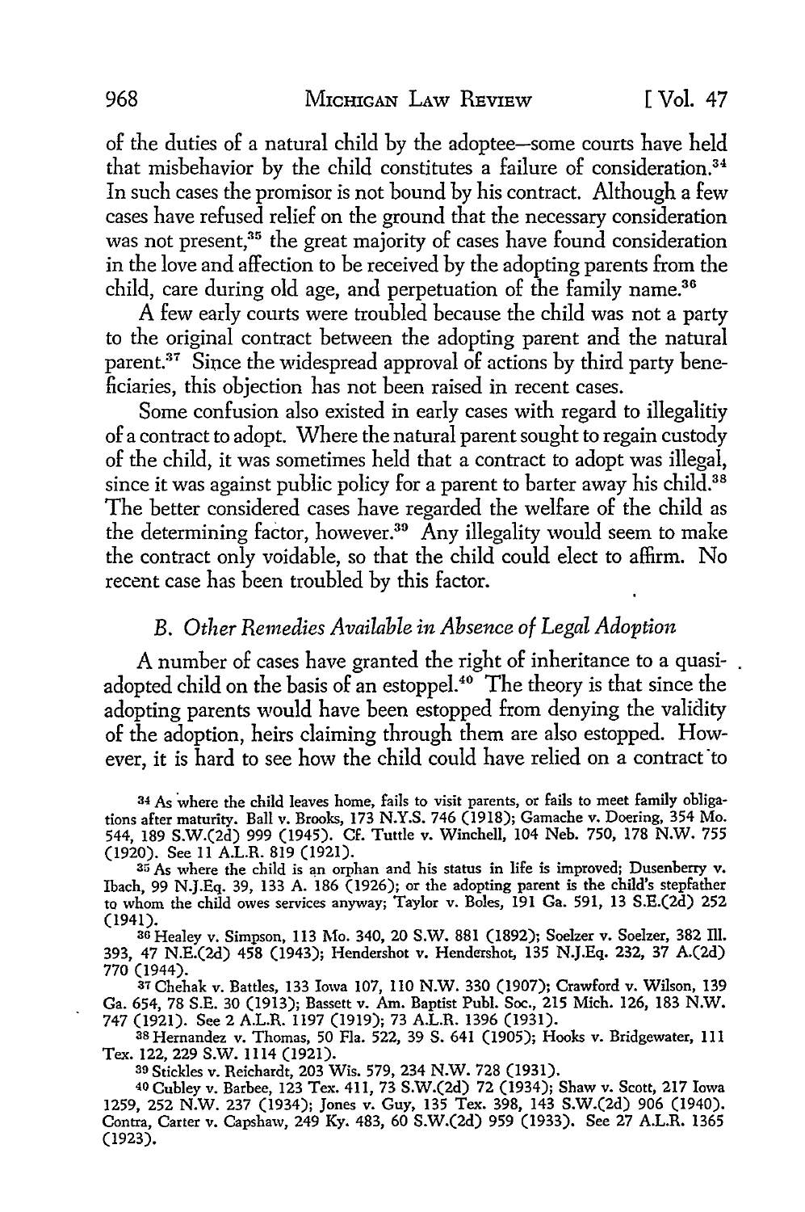of the duties of a natural child by the adoptee—some courts have held that misbehavior by the child constitutes a failure of consideration.[34] In such cases the promisor is not bound by his contract. Although a few cases have refused relief on the ground that the necessary consideration was not present,[35] the great majority of cases have found consideration in the love and affection to be received by the adopting parents from the child, care during old age, and perpetuation of the family name.[36]

A few early courts were troubled because the child was not a party to the original contract between the adopting parent and the natural parent.[37] Since the widespread approval of actions by third party beneficiaries, this objection has not been raised in recent cases.

Some confusion also existed in early cases with regard to illegalitiy of a contract to adopt. Where the natural parent sought to regain custody of the child, it was sometimes held that a contract to adopt was illegal, since it was against public policy for a parent to barter away his child.[38] The better considered cases have regarded the welfare of the child as the determining factor, however.[39] Any illegality would seem to make the contract only voidable, so that the child could elect to affirm. No recent case has been troubled by this factor.

### B. *Other Remedies Available in Absence of Legal Adoption*

A number of cases have granted the right of inheritance to a quasi-adopted child on the basis of an estoppel.[40] The theory is that since the adopting parents would have been estopped from denying the validity of the adoption, heirs claiming through them are also estopped. However, it is hard to see how the child could have relied on a contract to

---

[34] As where the child leaves home, fails to visit parents, or fails to meet family obligations after maturity. Ball v. Brooks, 173 N.Y.S. 746 (1918); Gamache v. Doering, 354 Mo. 544, 189 S.W.(2d) 999 (1945). Cf. Tuttle v. Winchell, 104 Neb. 750, 178 N.W. 755 (1920). See 11 A.L.R. 819 (1921).

[35] As where the child is an orphan and his status in life is improved; Dusenberry v. Ibach, 99 N.J.Eq. 39, 133 A. 186 (1926); or the adopting parent is the child's stepfather to whom the child owes services anyway; Taylor v. Boles, 191 Ga. 591, 13 S.E.(2d) 252 (1941).

[36] Healey v. Simpson, 113 Mo. 340, 20 S.W. 881 (1892); Soelzer v. Soelzer, 382 Ill. 393, 47 N.E.(2d) 458 (1943); Hendershot v. Hendershot, 135 N.J.Eq. 232, 37 A.(2d) 770 (1944).

[37] Chehak v. Battles, 133 Iowa 107, 110 N.W. 330 (1907); Crawford v. Wilson, 139 Ga. 654, 78 S.E. 30 (1913); Bassett v. Am. Baptist Publ. Soc., 215 Mich. 126, 183 N.W. 747 (1921). See 2 A.L.R. 1197 (1919); 73 A.L.R. 1396 (1931).

[38] Hernandez v. Thomas, 50 Fla. 522, 39 S. 641 (1905); Hooks v. Bridgewater, 111 Tex. 122, 229 S.W. 1114 (1921).

[39] Stickles v. Reichardt, 203 Wis. 579, 234 N.W. 728 (1931).

[40] Cubley v. Barbee, 123 Tex. 411, 73 S.W.(2d) 72 (1934); Shaw v. Scott, 217 Iowa 1259, 252 N.W. 237 (1934); Jones v. Guy, 135 Tex. 398, 143 S.W.(2d) 906 (1940). Contra, Carter v. Capshaw, 249 Ky. 483, 60 S.W.(2d) 959 (1933). See 27 A.L.R. 1365 (1923).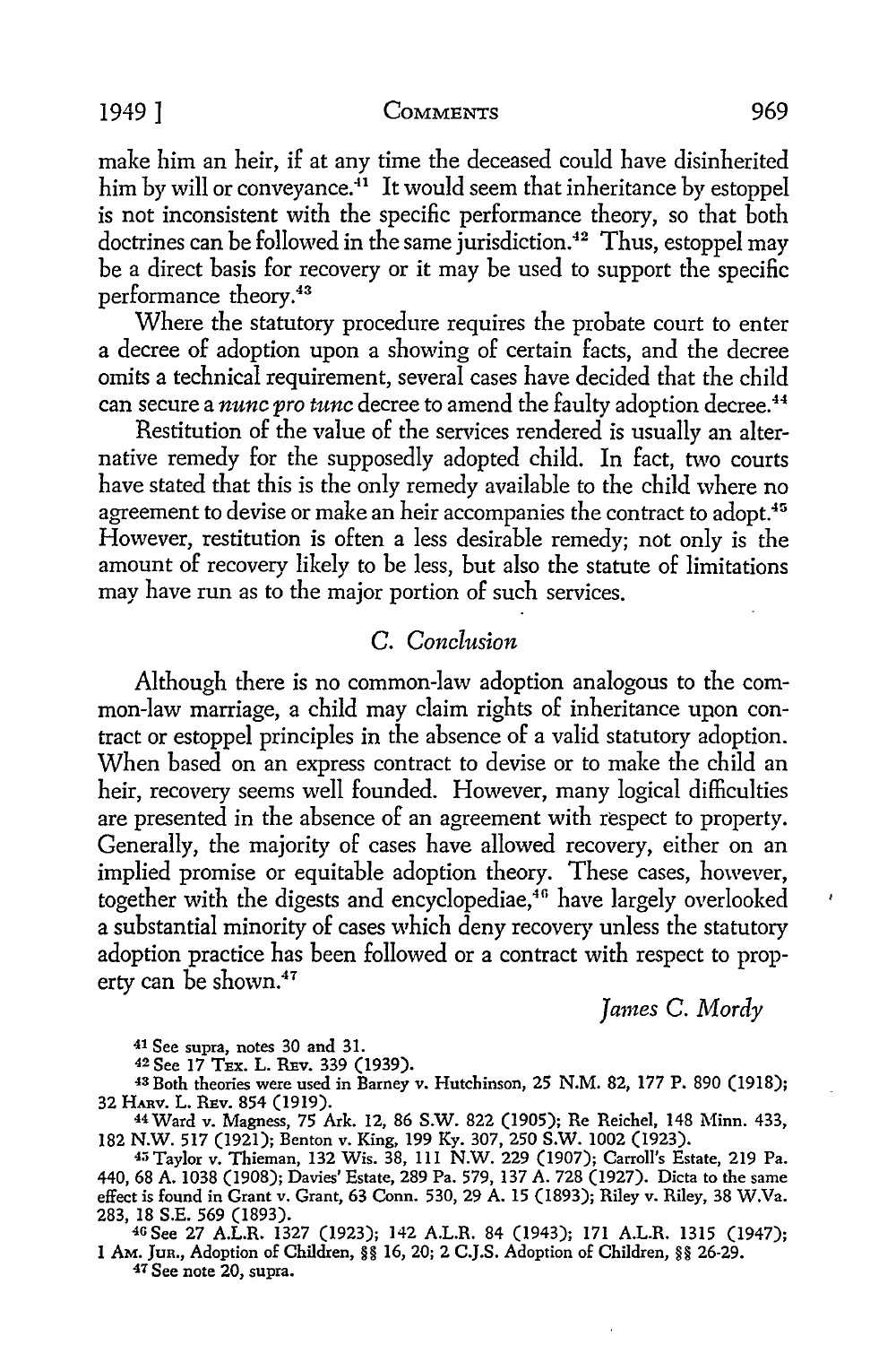make him an heir, if at any time the deceased could have disinherited him by will or conveyance.[41] It would seem that inheritance by estoppel is not inconsistent with the specific performance theory, so that both doctrines can be followed in the same jurisdiction.[42] Thus, estoppel may be a direct basis for recovery or it may be used to support the specific performance theory.[43]

Where the statutory procedure requires the probate court to enter a decree of adoption upon a showing of certain facts, and the decree omits a technical requirement, several cases have decided that the child can secure a *nunc pro tunc* decree to amend the faulty adoption decree.[44]

Restitution of the value of the services rendered is usually an alternative remedy for the supposedly adopted child. In fact, two courts have stated that this is the only remedy available to the child where no agreement to devise or make an heir accompanies the contract to adopt.[45] However, restitution is often a less desirable remedy; not only is the amount of recovery likely to be less, but also the statute of limitations may have run as to the major portion of such services.

### C. *Conclusion*

Although there is no common-law adoption analogous to the common-law marriage, a child may claim rights of inheritance upon contract or estoppel principles in the absence of a valid statutory adoption. When based on an express contract to devise or to make the child an heir, recovery seems well founded. However, many logical difficulties are presented in the absence of an agreement with respect to property. Generally, the majority of cases have allowed recovery, either on an implied promise or equitable adoption theory. These cases, however, together with the digests and encyclopediae,[46] have largely overlooked a substantial minority of cases which deny recovery unless the statutory adoption practice has been followed or a contract with respect to property can be shown.[47]

*James C. Mordy*

---

41 See supra, notes 30 and 31.

42 See 17 Tex. L. Rev. 339 (1939).

43 Both theories were used in Barney v. Hutchinson, 25 N.M. 82, 177 P. 890 (1918); 32 Harv. L. Rev. 854 (1919).

44 Ward v. Magness, 75 Ark. 12, 86 S.W. 822 (1905); Re Reichel, 148 Minn. 433, 182 N.W. 517 (1921); Benton v. King, 199 Ky. 307, 250 S.W. 1002 (1923).

45 Taylor v. Thieman, 132 Wis. 38, 111 N.W. 229 (1907); Carroll's Estate, 219 Pa. 440, 68 A. 1038 (1908); Davies' Estate, 289 Pa. 579, 137 A. 728 (1927). Dicta to the same effect is found in Grant v. Grant, 63 Conn. 530, 29 A. 15 (1893); Riley v. Riley, 38 W.Va. 283, 18 S.E. 569 (1893).

46 See 27 A.L.R. 1327 (1923); 142 A.L.R. 84 (1943); 171 A.L.R. 1315 (1947); 1 Am. Jur., Adoption of Children, §§ 16, 20; 2 C.J.S. Adoption of Children, §§ 26-29.

47 See note 20, supra.